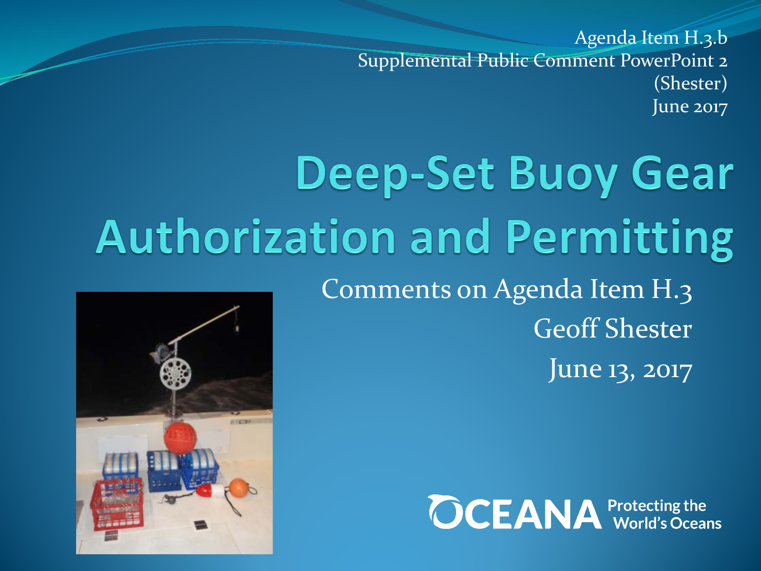Agenda Item H.3.b
Supplemental Public Comment PowerPoint 2
(Shester)
June 2017

# Deep-Set Buoy Gear Authorization and Permitting

Comments on Agenda Item H.3

Geoff Shester

June 13, 2017

OCEANA Protecting the World's Oceans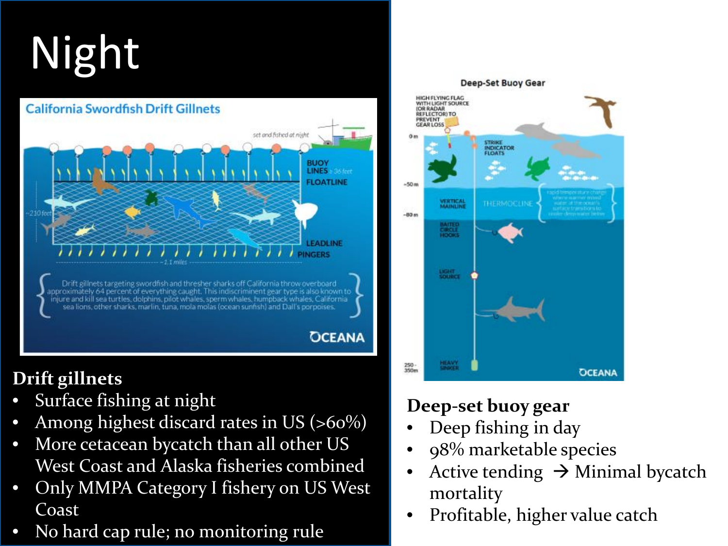# Night

**Drift gillnets**

- Surface fishing at night
- Among highest discard rates in US (>60%)
- More cetacean bycatch than all other US West Coast and Alaska fisheries combined
- Only MMPA Category I fishery on US West Coast
- No hard cap rule; no monitoring rule

**Deep-set buoy gear**

- Deep fishing in day
- 98% marketable species
- Active tending → Minimal bycatch mortality
- Profitable, higher value catch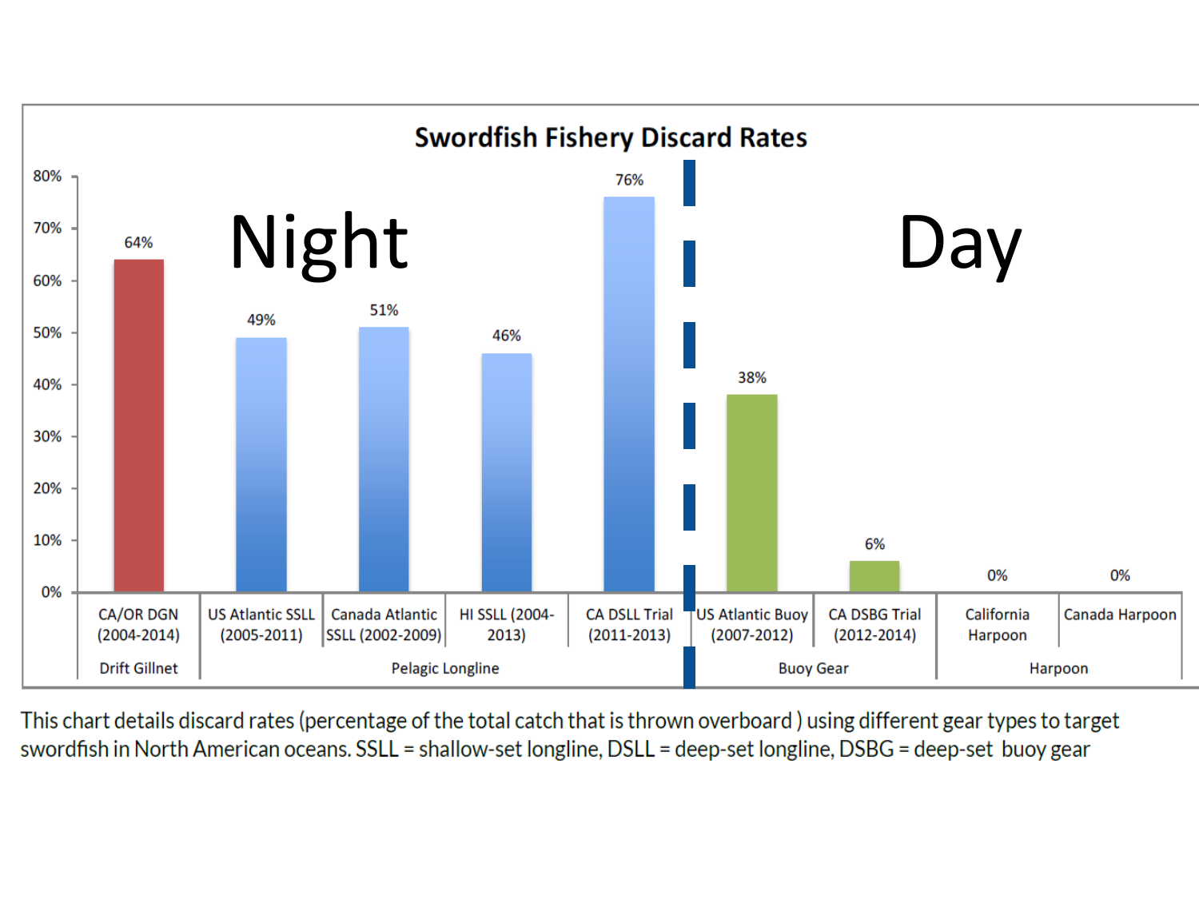## Swordfish Fishery Discard Rates

| Gear Type | Fishery | Discard Rate | Period |
|---|---|---|---|
| Drift Gillnet | CA/OR DGN (2004-2014) | 64% | Night |
| Pelagic Longline | US Atlantic SSLL (2005-2011) | 49% | Night |
| Pelagic Longline | Canada Atlantic SSLL (2002-2009) | 51% | Night |
| Pelagic Longline | HI SSLL (2004-2013) | 46% | Night |
| Pelagic Longline | CA DSLL Trial (2011-2013) | 76% | Night |
| Buoy Gear | US Atlantic Buoy (2007-2012) | 38% | Day |
| Buoy Gear | CA DSBG Trial (2012-2014) | 6% | Day |
| Harpoon | California Harpoon | 0% | Day |
| Harpoon | Canada Harpoon | 0% | Day |

This chart details discard rates (percentage of the total catch that is thrown overboard ) using different gear types to target swordfish in North American oceans. SSLL = shallow-set longline, DSLL = deep-set longline, DSBG = deep-set buoy gear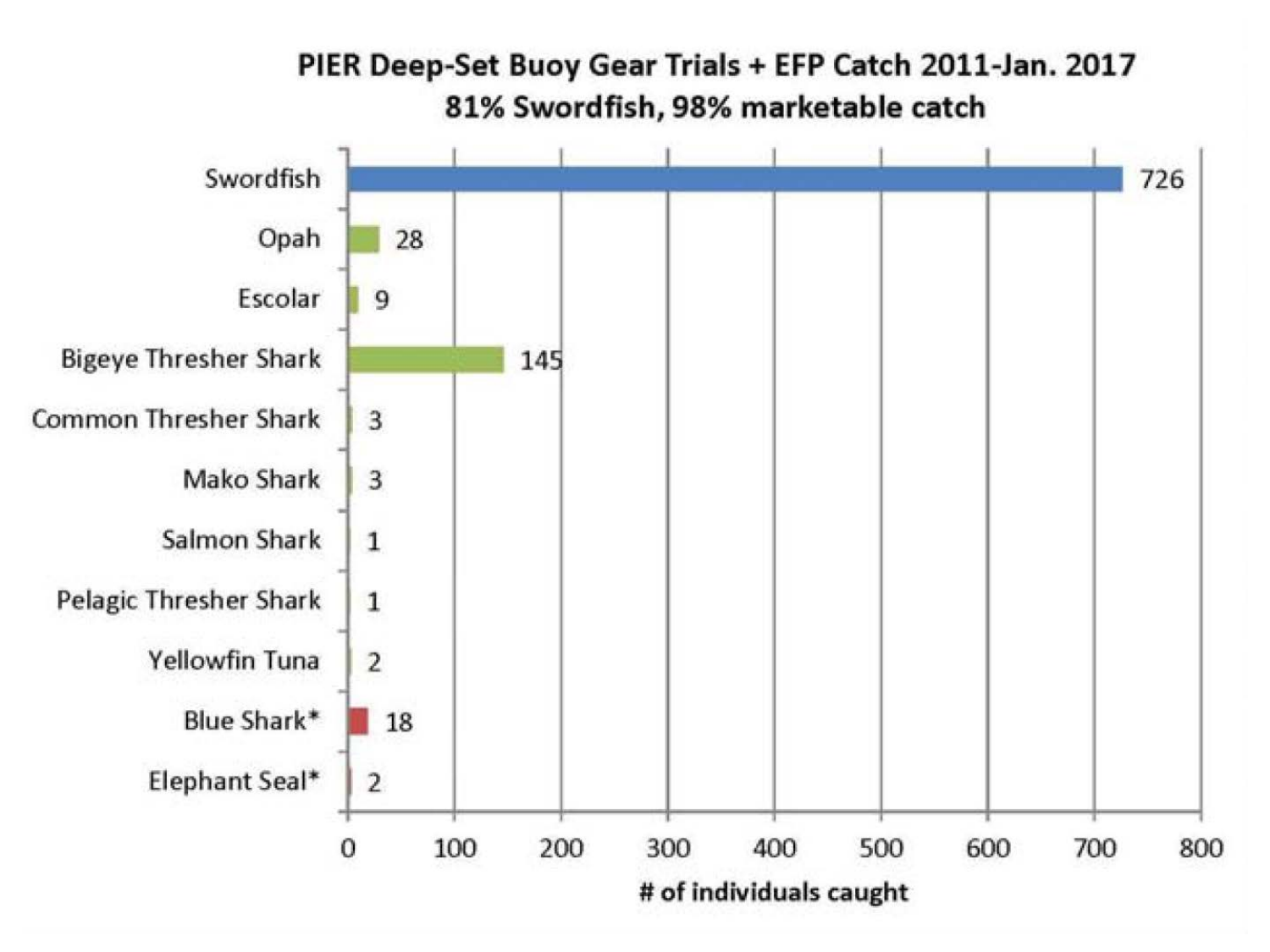**PIER Deep-Set Buoy Gear Trials + EFP Catch 2011-Jan. 2017**
**81% Swordfish, 98% marketable catch**

| Species | # of individuals caught |
| --- | --- |
| Swordfish | 726 |
| Opah | 28 |
| Escolar | 9 |
| Bigeye Thresher Shark | 145 |
| Common Thresher Shark | 3 |
| Mako Shark | 3 |
| Salmon Shark | 1 |
| Pelagic Thresher Shark | 1 |
| Yellowfin Tuna | 2 |
| Blue Shark* | 18 |
| Elephant Seal* | 2 |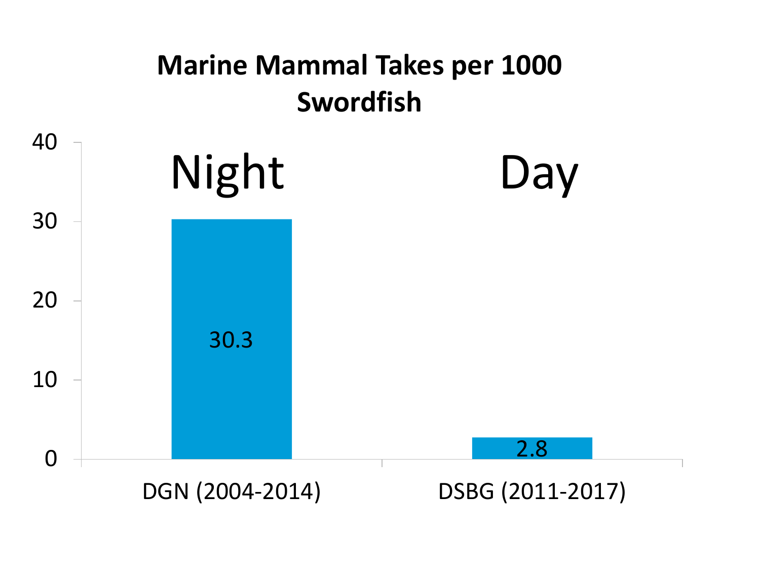# Marine Mammal Takes per 1000 Swordfish

| | Night | Day |
|---|---|---|
| Gear (years) | DGN (2004-2014) | DSBG (2011-2017) |
| Takes per 1000 Swordfish | 30.3 | 2.8 |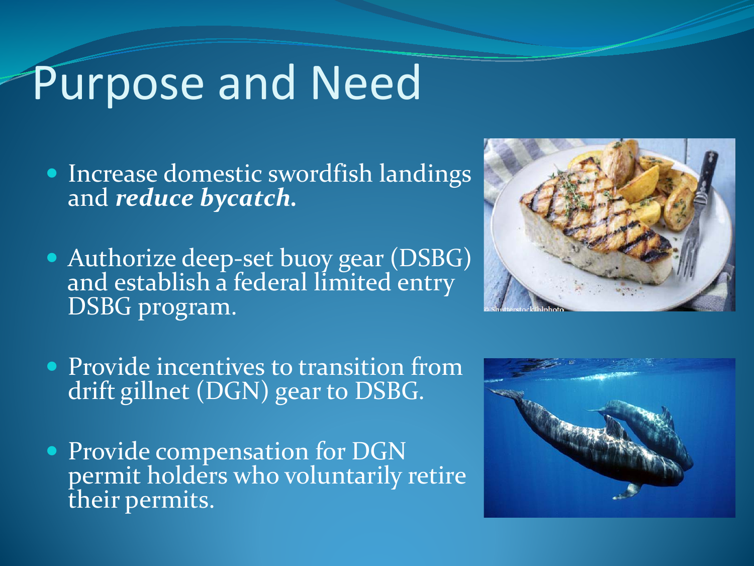# Purpose and Need

- Increase domestic swordfish landings and ***reduce bycatch***.
- Authorize deep-set buoy gear (DSBG) and establish a federal limited entry DSBG program.
- Provide incentives to transition from drift gillnet (DGN) gear to DSBG.
- Provide compensation for DGN permit holders who voluntarily retire their permits.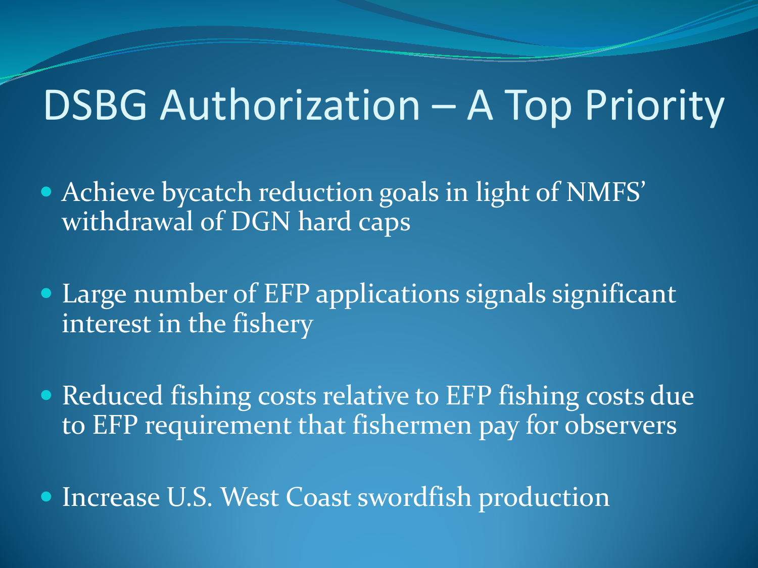# DSBG Authorization – A Top Priority

- Achieve bycatch reduction goals in light of NMFS' withdrawal of DGN hard caps
- Large number of EFP applications signals significant interest in the fishery
- Reduced fishing costs relative to EFP fishing costs due to EFP requirement that fishermen pay for observers
- Increase U.S. West Coast swordfish production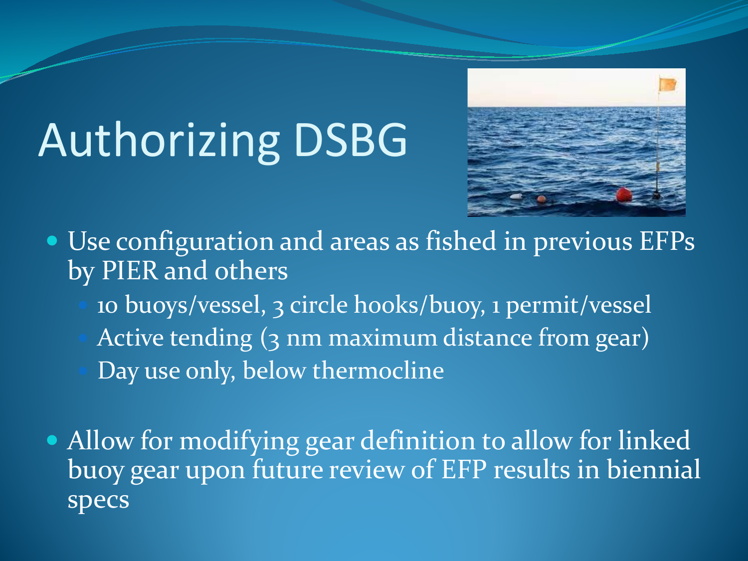# Authorizing DSBG

- Use configuration and areas as fished in previous EFPs by PIER and others
  - 10 buoys/vessel, 3 circle hooks/buoy, 1 permit/vessel
  - Active tending (3 nm maximum distance from gear)
  - Day use only, below thermocline
- Allow for modifying gear definition to allow for linked buoy gear upon future review of EFP results in biennial specs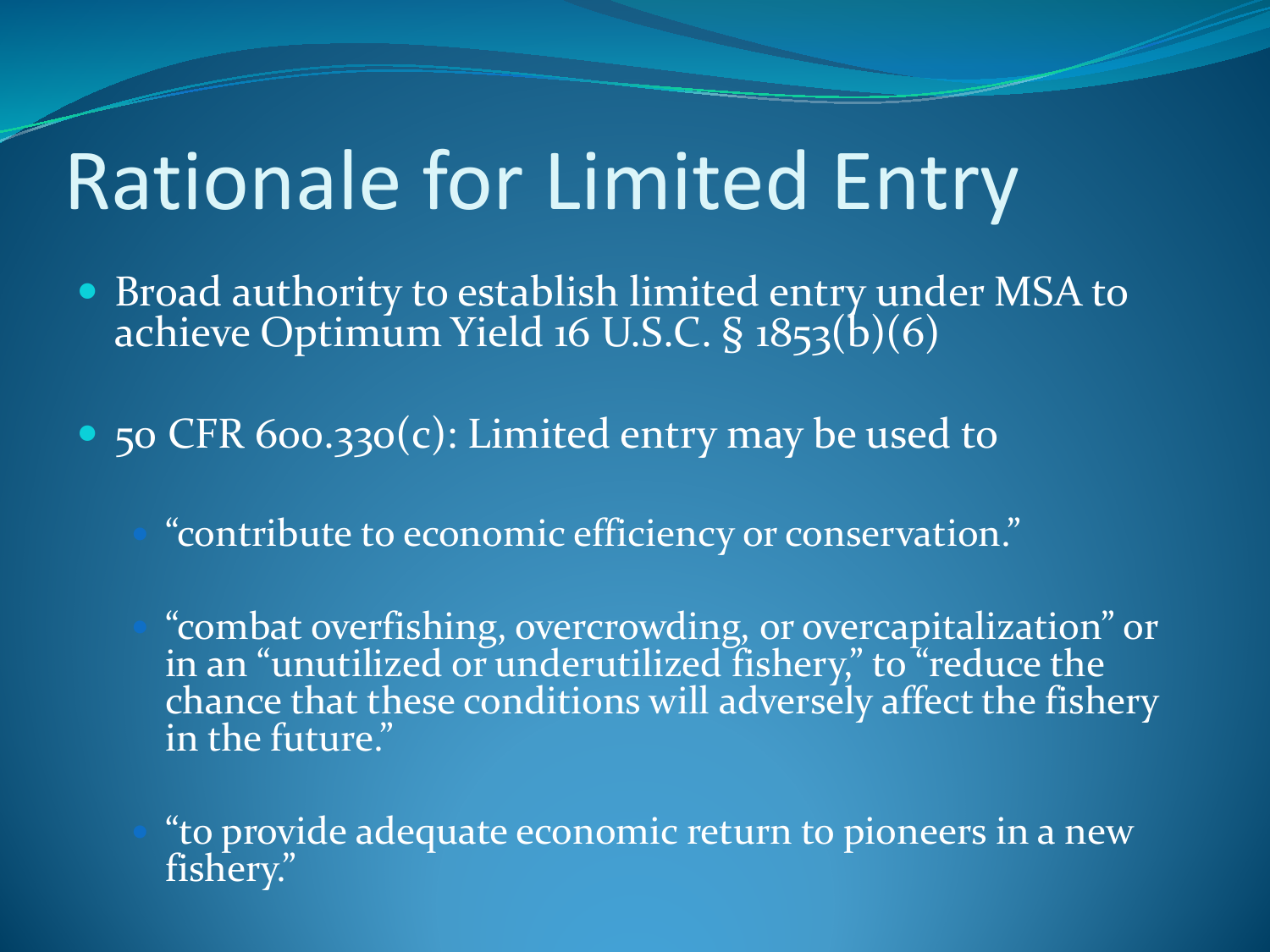# Rationale for Limited Entry

- Broad authority to establish limited entry under MSA to achieve Optimum Yield 16 U.S.C. § 1853(b)(6)
- 50 CFR 600.330(c): Limited entry may be used to
  - "contribute to economic efficiency or conservation."
  - "combat overfishing, overcrowding, or overcapitalization" or in an "unutilized or underutilized fishery," to "reduce the chance that these conditions will adversely affect the fishery in the future."
  - "to provide adequate economic return to pioneers in a new fishery."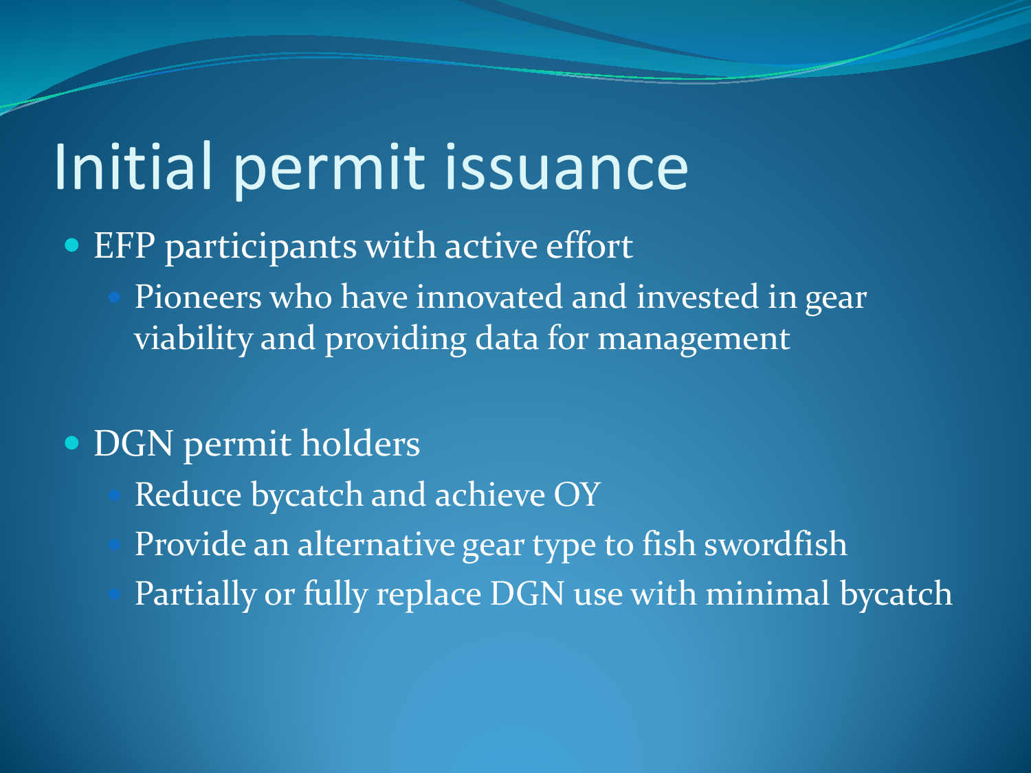# Initial permit issuance

- EFP participants with active effort
  - Pioneers who have innovated and invested in gear viability and providing data for management

- DGN permit holders
  - Reduce bycatch and achieve OY
  - Provide an alternative gear type to fish swordfish
  - Partially or fully replace DGN use with minimal bycatch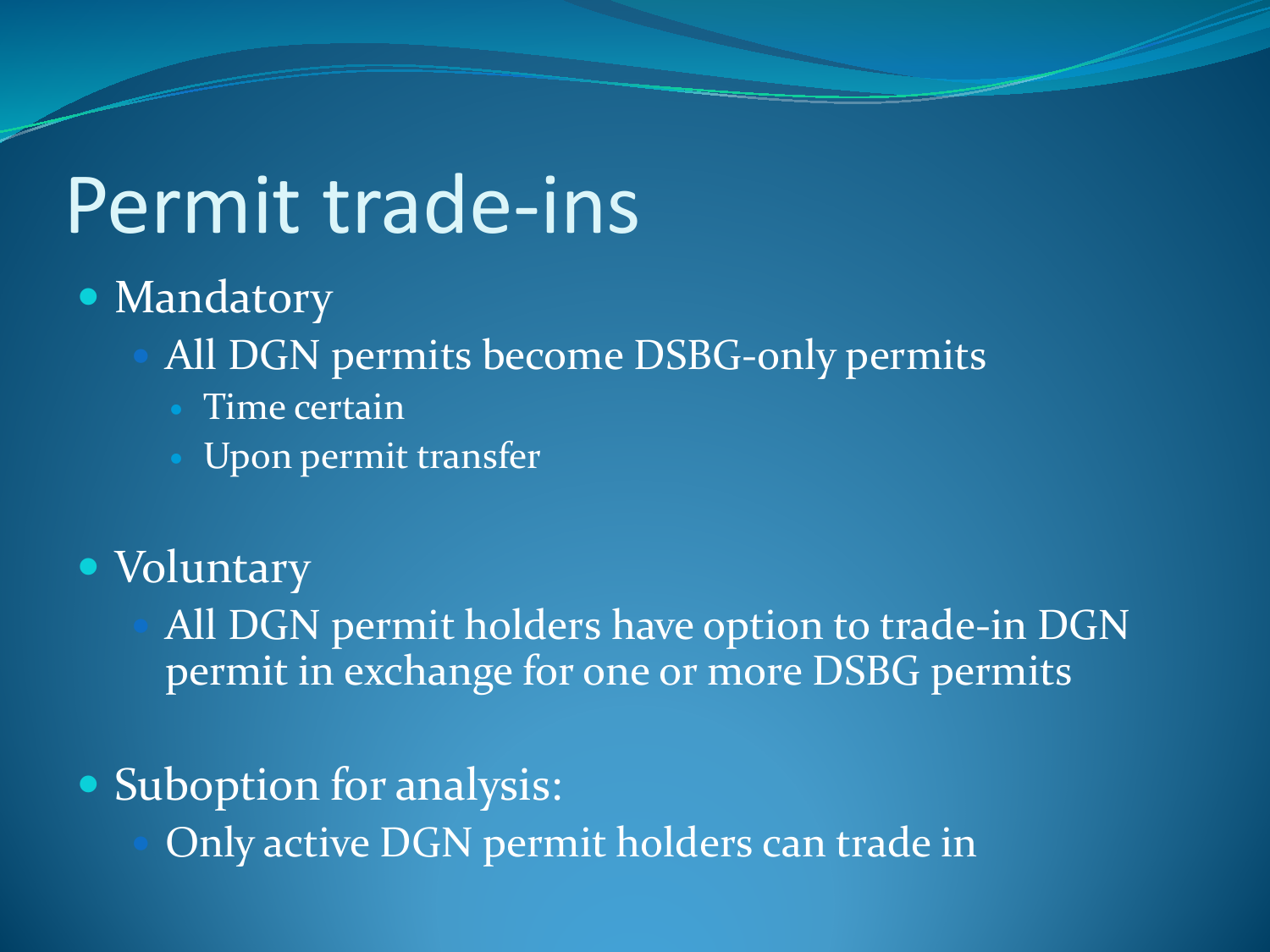# Permit trade-ins

- Mandatory
  - All DGN permits become DSBG-only permits
    - Time certain
    - Upon permit transfer
- Voluntary
  - All DGN permit holders have option to trade-in DGN permit in exchange for one or more DSBG permits
- Suboption for analysis:
  - Only active DGN permit holders can trade in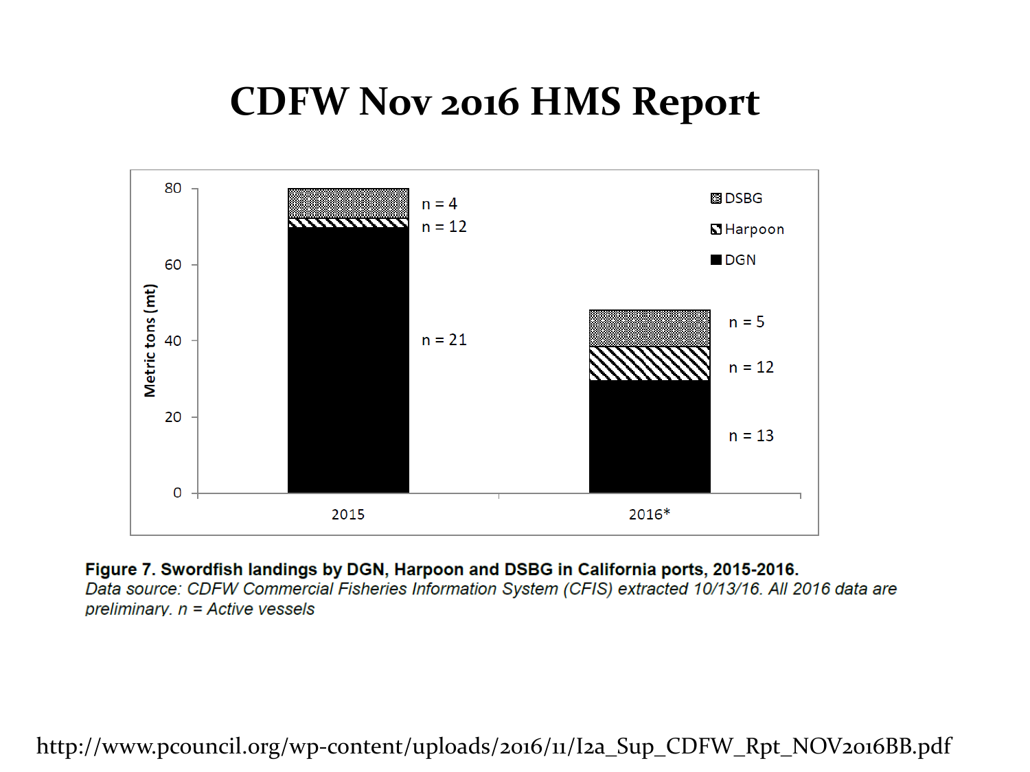# CDFW Nov 2016 HMS Report

Figure 7. Swordfish landings by DGN, Harpoon and DSBG in California ports, 2015-2016.

*Data source: CDFW Commercial Fisheries Information System (CFIS) extracted 10/13/16. All 2016 data are preliminary. n = Active vessels*

http://www.pcouncil.org/wp-content/uploads/2016/11/I2a_Sup_CDFW_Rpt_NOV2016BB.pdf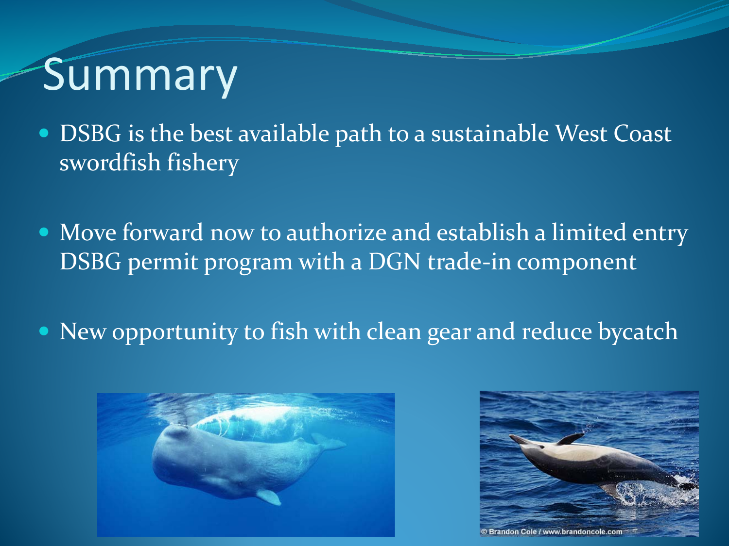# Summary

- DSBG is the best available path to a sustainable West Coast swordfish fishery
- Move forward now to authorize and establish a limited entry DSBG permit program with a DGN trade-in component
- New opportunity to fish with clean gear and reduce bycatch